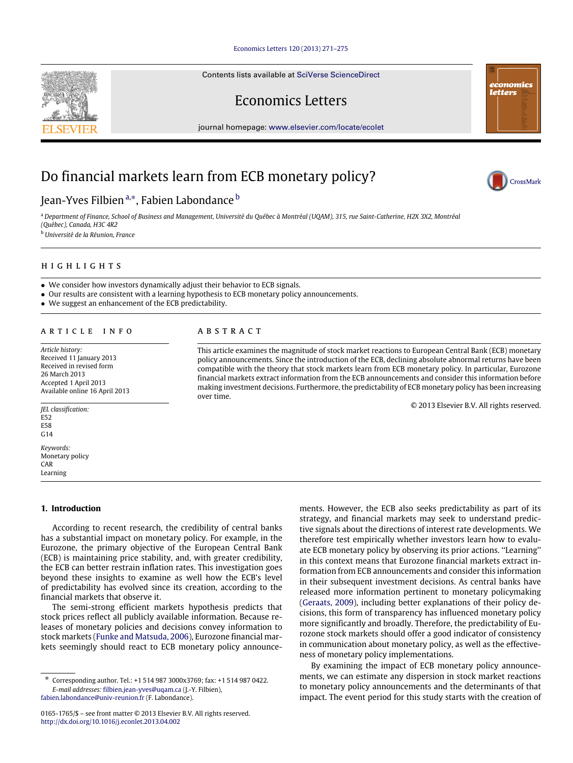# Do financial markets learn from ECB monetary policy?

Jean-Yves Filbien[a,*], Fabien Labondance[b]

[a] Department of Finance, School of Business and Management, Université du Québec à Montréal (UQAM), 315, rue Saint-Catherine, H2X 3X2, Montréal (Québec), Canada, H3C 4R2

[b] Université de la Réunion, France

## HIGHLIGHTS

- We consider how investors dynamically adjust their behavior to ECB signals.
- Our results are consistent with a learning hypothesis to ECB monetary policy announcements.
- We suggest an enhancement of the ECB predictability.

## ARTICLE INFO

*Article history:*
Received 11 January 2013
Received in revised form
26 March 2013
Accepted 1 April 2013
Available online 16 April 2013

*JEL classification:*
E52
E58
G14

*Keywords:*
Monetary policy
CAR
Learning

## ABSTRACT

This article examines the magnitude of stock market reactions to European Central Bank (ECB) monetary policy announcements. Since the introduction of the ECB, declining absolute abnormal returns have been compatible with the theory that stock markets learn from ECB monetary policy. In particular, Eurozone financial markets extract information from the ECB announcements and consider this information before making investment decisions. Furthermore, the predictability of ECB monetary policy has been increasing over time.

© 2013 Elsevier B.V. All rights reserved.

## 1. Introduction

According to recent research, the credibility of central banks has a substantial impact on monetary policy. For example, in the Eurozone, the primary objective of the European Central Bank (ECB) is maintaining price stability, and, with greater credibility, the ECB can better restrain inflation rates. This investigation goes beyond these insights to examine as well how the ECB's level of predictability has evolved since its creation, according to the financial markets that observe it.

The semi-strong efficient markets hypothesis predicts that stock prices reflect all publicly available information. Because releases of monetary policies and decisions convey information to stock markets (Funke and Matsuda, 2006), Eurozone financial markets seemingly should react to ECB monetary policy announcements. However, the ECB also seeks predictability as part of its strategy, and financial markets may seek to understand predictive signals about the directions of interest rate developments. We therefore test empirically whether investors learn how to evaluate ECB monetary policy by observing its prior actions. "Learning" in this context means that Eurozone financial markets extract information from ECB announcements and consider this information in their subsequent investment decisions. As central banks have released more information pertinent to monetary policymaking (Geraats, 2009), including better explanations of their policy decisions, this form of transparency has influenced monetary policy more significantly and broadly. Therefore, the predictability of Eurozone stock markets should offer a good indicator of consistency in communication about monetary policy, as well as the effectiveness of monetary policy implementations.

By examining the impact of ECB monetary policy announcements, we can estimate any dispersion in stock market reactions to monetary policy announcements and the determinants of that impact. The event period for this study starts with the creation of

* Corresponding author. Tel.: +1 514 987 3000x3769; fax: +1 514 987 0422.
*E-mail addresses:* filbien.jean-yves@uqam.ca (J.-Y. Filbien), fabien.labondance@univ-reunion.fr (F. Labondance).

0165-1765/$ – see front matter © 2013 Elsevier B.V. All rights reserved.
http://dx.doi.org/10.1016/j.econlet.2013.04.002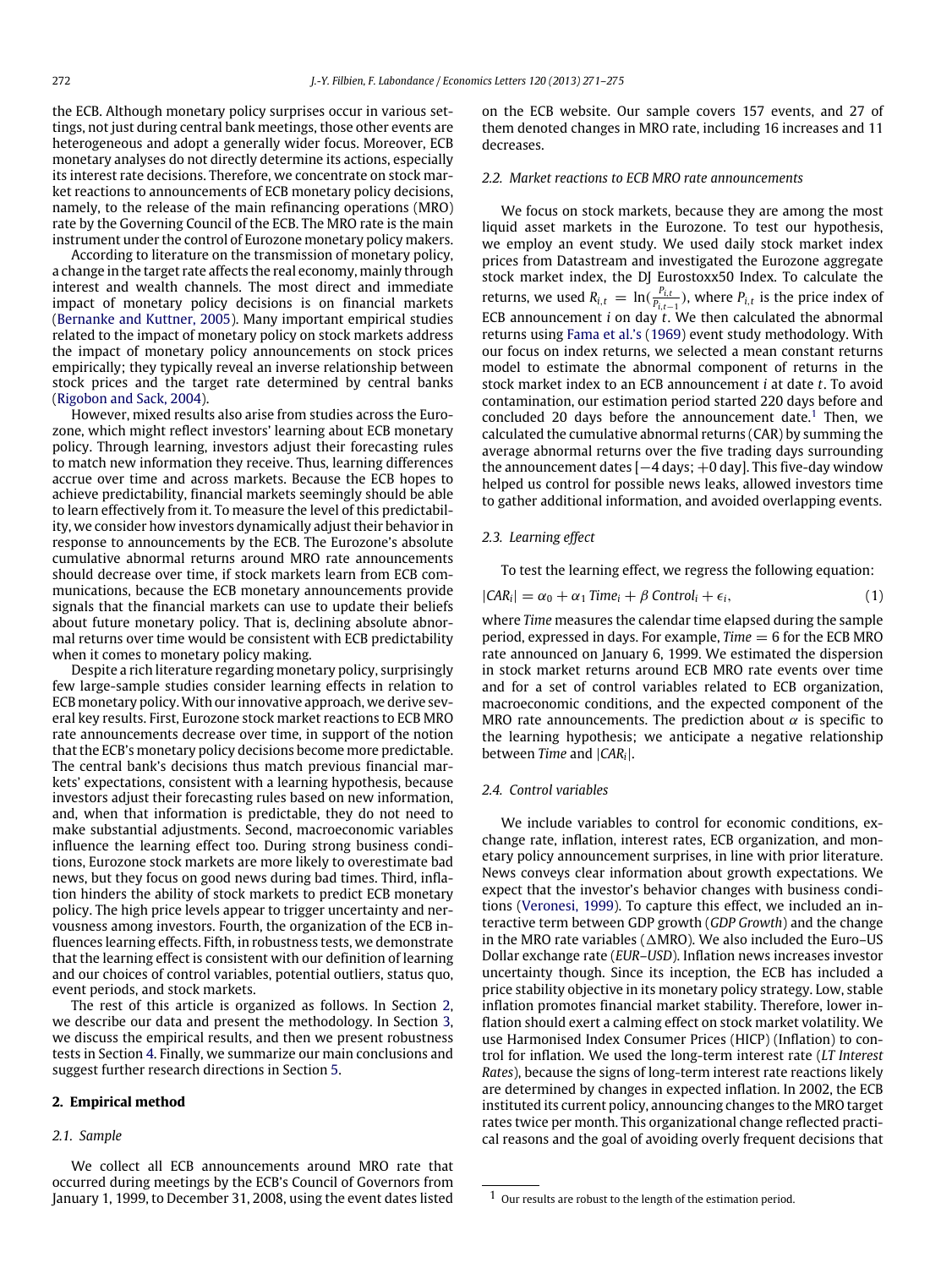the ECB. Although monetary policy surprises occur in various settings, not just during central bank meetings, those other events are heterogeneous and adopt a generally wider focus. Moreover, ECB monetary analyses do not directly determine its actions, especially its interest rate decisions. Therefore, we concentrate on stock market reactions to announcements of ECB monetary policy decisions, namely, to the release of the main refinancing operations (MRO) rate by the Governing Council of the ECB. The MRO rate is the main instrument under the control of Eurozone monetary policy makers.

According to literature on the transmission of monetary policy, a change in the target rate affects the real economy, mainly through interest and wealth channels. The most direct and immediate impact of monetary policy decisions is on financial markets (Bernanke and Kuttner, 2005). Many important empirical studies related to the impact of monetary policy on stock markets address the impact of monetary policy announcements on stock prices empirically; they typically reveal an inverse relationship between stock prices and the target rate determined by central banks (Rigobon and Sack, 2004).

However, mixed results also arise from studies across the Eurozone, which might reflect investors' learning about ECB monetary policy. Through learning, investors adjust their forecasting rules to match new information they receive. Thus, learning differences accrue over time and across markets. Because the ECB hopes to achieve predictability, financial markets seemingly should be able to learn effectively from it. To measure the level of this predictability, we consider how investors dynamically adjust their behavior in response to announcements by the ECB. The Eurozone's absolute cumulative abnormal returns around MRO rate announcements should decrease over time, if stock markets learn from ECB communications, because the ECB monetary announcements provide signals that the financial markets can use to update their beliefs about future monetary policy. That is, declining absolute abnormal returns over time would be consistent with ECB predictability when it comes to monetary policy making.

Despite a rich literature regarding monetary policy, surprisingly few large-sample studies consider learning effects in relation to ECB monetary policy. With our innovative approach, we derive several key results. First, Eurozone stock market reactions to ECB MRO rate announcements decrease over time, in support of the notion that the ECB's monetary policy decisions become more predictable. The central bank's decisions thus match previous financial markets' expectations, consistent with a learning hypothesis, because investors adjust their forecasting rules based on new information, and, when that information is predictable, they do not need to make substantial adjustments. Second, macroeconomic variables influence the learning effect too. During strong business conditions, Eurozone stock markets are more likely to overestimate bad news, but they focus on good news during bad times. Third, inflation hinders the ability of stock markets to predict ECB monetary policy. The high price levels appear to trigger uncertainty and nervousness among investors. Fourth, the organization of the ECB influences learning effects. Fifth, in robustness tests, we demonstrate that the learning effect is consistent with our definition of learning and our choices of control variables, potential outliers, status quo, event periods, and stock markets.

The rest of this article is organized as follows. In Section 2, we describe our data and present the methodology. In Section 3, we discuss the empirical results, and then we present robustness tests in Section 4. Finally, we summarize our main conclusions and suggest further research directions in Section 5.

## 2. Empirical method

### 2.1. Sample

We collect all ECB announcements around MRO rate that occurred during meetings by the ECB's Council of Governors from January 1, 1999, to December 31, 2008, using the event dates listed on the ECB website. Our sample covers 157 events, and 27 of them denoted changes in MRO rate, including 16 increases and 11 decreases.

### 2.2. Market reactions to ECB MRO rate announcements

We focus on stock markets, because they are among the most liquid asset markets in the Eurozone. To test our hypothesis, we employ an event study. We used daily stock market index prices from Datastream and investigated the Eurozone aggregate stock market index, the DJ Eurostoxx50 Index. To calculate the returns, we used $R_{i,t} = \ln(\frac{P_{i,t}}{P_{i,t-1}})$, where $P_{i,t}$ is the price index of ECB announcement $i$ on day $t$. We then calculated the abnormal returns using Fama et al.'s (1969) event study methodology. With our focus on index returns, we selected a mean constant returns model to estimate the abnormal component of returns in the stock market index to an ECB announcement $i$ at date $t$. To avoid contamination, our estimation period started 220 days before and concluded 20 days before the announcement date.[1] Then, we calculated the cumulative abnormal returns (CAR) by summing the average abnormal returns over the five trading days surrounding the announcement dates [−4 days; +0 day]. This five-day window helped us control for possible news leaks, allowed investors time to gather additional information, and avoided overlapping events.

### 2.3. Learning effect

To test the learning effect, we regress the following equation:

$$|CAR_i| = \alpha_0 + \alpha_1\, Time_i + \beta\, Control_i + \epsilon_i, \tag{1}$$

where *Time* measures the calendar time elapsed during the sample period, expressed in days. For example, *Time* = 6 for the ECB MRO rate announced on January 6, 1999. We estimated the dispersion in stock market returns around ECB MRO rate events over time and for a set of control variables related to ECB organization, macroeconomic conditions, and the expected component of the MRO rate announcements. The prediction about $\alpha$ is specific to the learning hypothesis; we anticipate a negative relationship between *Time* and $|CAR_i|$.

### 2.4. Control variables

We include variables to control for economic conditions, exchange rate, inflation, interest rates, ECB organization, and monetary policy announcement surprises, in line with prior literature. News conveys clear information about growth expectations. We expect that the investor's behavior changes with business conditions (Veronesi, 1999). To capture this effect, we included an interactive term between GDP growth (*GDP Growth*) and the change in the MRO rate variables ($\Delta$MRO). We also included the Euro–US Dollar exchange rate (*EUR–USD*). Inflation news increases investor uncertainty though. Since its inception, the ECB has included a price stability objective in its monetary policy strategy. Low, stable inflation promotes financial market stability. Therefore, lower inflation should exert a calming effect on stock market volatility. We use Harmonised Index Consumer Prices (HICP) (*Inflation*) to control for inflation. We used the long-term interest rate (*LT Interest Rates*), because the signs of long-term interest rate reactions likely are determined by changes in expected inflation. In 2002, the ECB instituted its current policy, announcing changes to the MRO target rates twice per month. This organizational change reflected practical reasons and the goal of avoiding overly frequent decisions that

[1] Our results are robust to the length of the estimation period.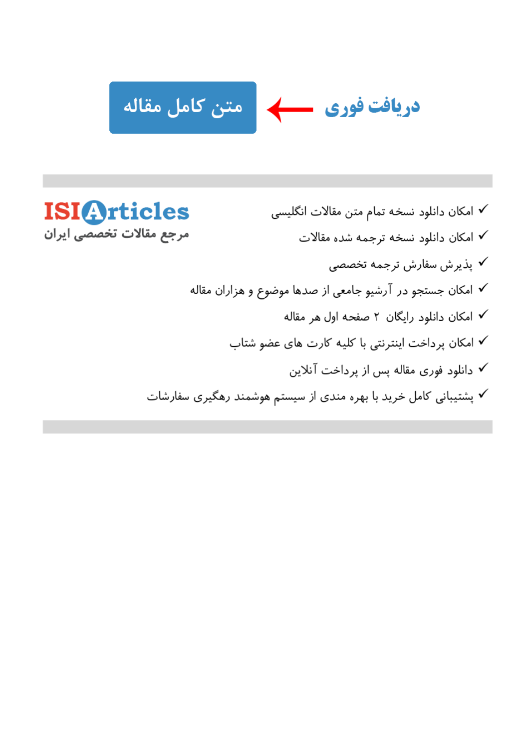دریافت فوری ← **متن کامل مقاله**

**ISIArticles**
مرجع مقالات تخصصی ایران

- ✓ امکان دانلود نسخه تمام متن مقالات انگلیسی
- ✓ امکان دانلود نسخه ترجمه شده مقالات
- ✓ پذیرش سفارش ترجمه تخصصی
- ✓ امکان جستجو در آرشیو جامعی از صدها موضوع و هزاران مقاله
- ✓ امکان دانلود رایگان ۲ صفحه اول هر مقاله
- ✓ امکان پرداخت اینترنتی با کلیه کارت های عضو شتاب
- ✓ دانلود فوری مقاله پس از پرداخت آنلاین
- ✓ پشتیبانی کامل خرید با بهره مندی از سیستم هوشمند رهگیری سفارشات